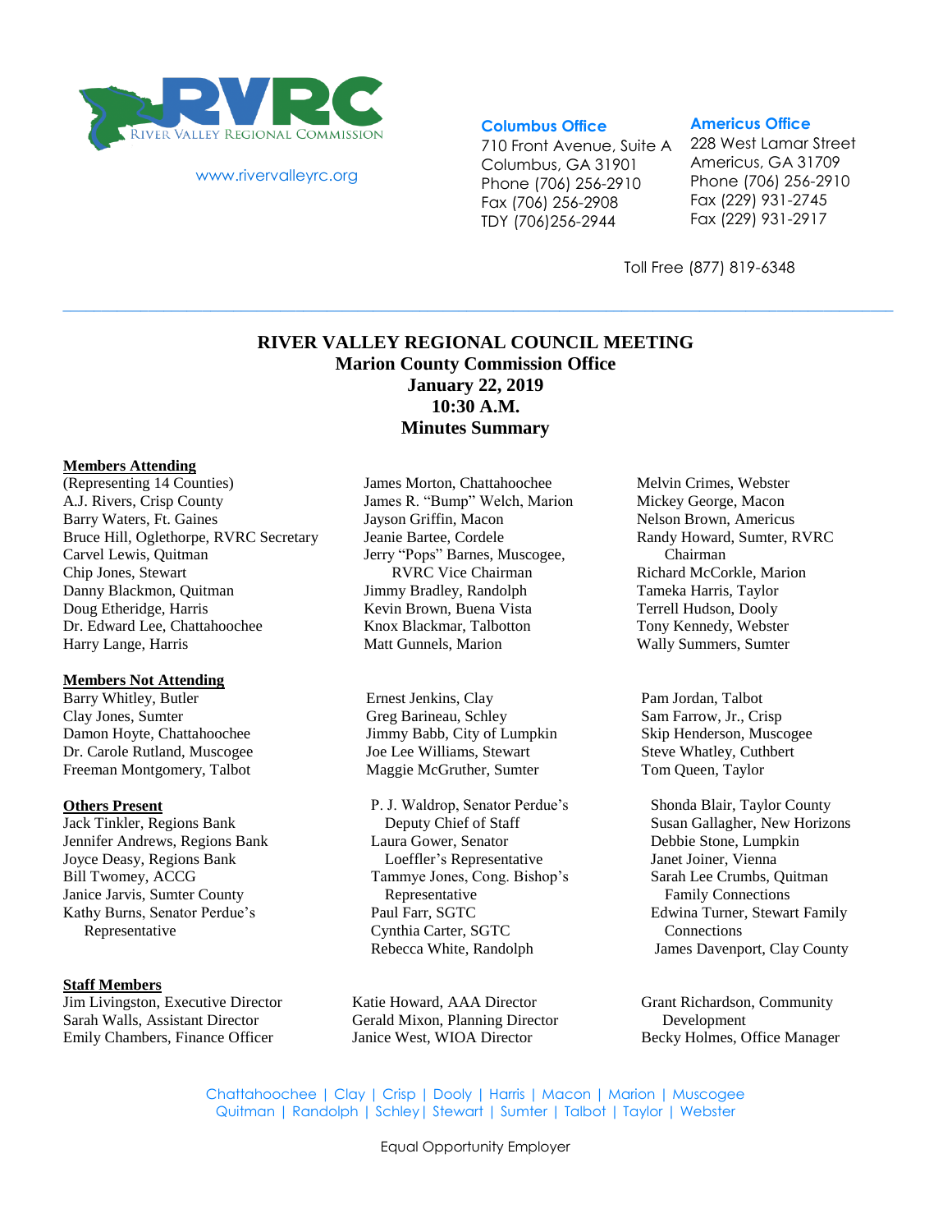RIVER VALLEY REGIONAL COMMISSION

www.rivervalleyrc.org

**Columbus Office**
710 Front Avenue, Suite A
Columbus, GA 31901
Phone (706) 256-2910
Fax (706) 256-2908
TDY (706)256-2944

**Americus Office**
228 West Lamar Street
Americus, GA 31709
Phone (706) 256-2910
Fax (229) 931-2745
Fax (229) 931-2917

Toll Free (877) 819-6348

---

# RIVER VALLEY REGIONAL COUNCIL MEETING
## Marion County Commission Office
## January 22, 2019
## 10:30 A.M.
## Minutes Summary

**Members Attending**

(Representing 14 Counties)
A.J. Rivers, Crisp County
Barry Waters, Ft. Gaines
Bruce Hill, Oglethorpe, RVRC Secretary
Carvel Lewis, Quitman
Chip Jones, Stewart
Danny Blackmon, Quitman
Doug Etheridge, Harris
Dr. Edward Lee, Chattahoochee
Harry Lange, Harris
James Morton, Chattahoochee
James R. "Bump" Welch, Marion
Jayson Griffin, Macon
Jeanie Bartee, Cordele
Jerry "Pops" Barnes, Muscogee, RVRC Vice Chairman
Jimmy Bradley, Randolph
Kevin Brown, Buena Vista
Knox Blackmar, Talbotton
Matt Gunnels, Marion
Melvin Crimes, Webster
Mickey George, Macon
Nelson Brown, Americus
Randy Howard, Sumter, RVRC Chairman
Richard McCorkle, Marion
Tameka Harris, Taylor
Terrell Hudson, Dooly
Tony Kennedy, Webster
Wally Summers, Sumter

**Members Not Attending**

Barry Whitley, Butler
Clay Jones, Sumter
Damon Hoyte, Chattahoochee
Dr. Carole Rutland, Muscogee
Freeman Montgomery, Talbot
Ernest Jenkins, Clay
Greg Barineau, Schley
Jimmy Babb, City of Lumpkin
Joe Lee Williams, Stewart
Maggie McGruther, Sumter
Pam Jordan, Talbot
Sam Farrow, Jr., Crisp
Skip Henderson, Muscogee
Steve Whatley, Cuthbert
Tom Queen, Taylor

**Others Present**

Jack Tinkler, Regions Bank
Jennifer Andrews, Regions Bank
Joyce Deasy, Regions Bank
Bill Twomey, ACCG
Janice Jarvis, Sumter County
Kathy Burns, Senator Perdue's Representative
P. J. Waldrop, Senator Perdue's Deputy Chief of Staff
Laura Gower, Senator Loeffler's Representative
Tammye Jones, Cong. Bishop's Representative
Paul Farr, SGTC
Cynthia Carter, SGTC
Rebecca White, Randolph
Shonda Blair, Taylor County
Susan Gallagher, New Horizons
Debbie Stone, Lumpkin
Janet Joiner, Vienna
Sarah Lee Crumbs, Quitman Family Connections
Edwina Turner, Stewart Family Connections
James Davenport, Clay County

**Staff Members**

Jim Livingston, Executive Director
Sarah Walls, Assistant Director
Emily Chambers, Finance Officer
Katie Howard, AAA Director
Gerald Mixon, Planning Director
Janice West, WIOA Director
Grant Richardson, Community Development
Becky Holmes, Office Manager

Chattahoochee | Clay | Crisp | Dooly | Harris | Macon | Marion | Muscogee
Quitman | Randolph | Schley | Stewart | Sumter | Talbot | Taylor | Webster

Equal Opportunity Employer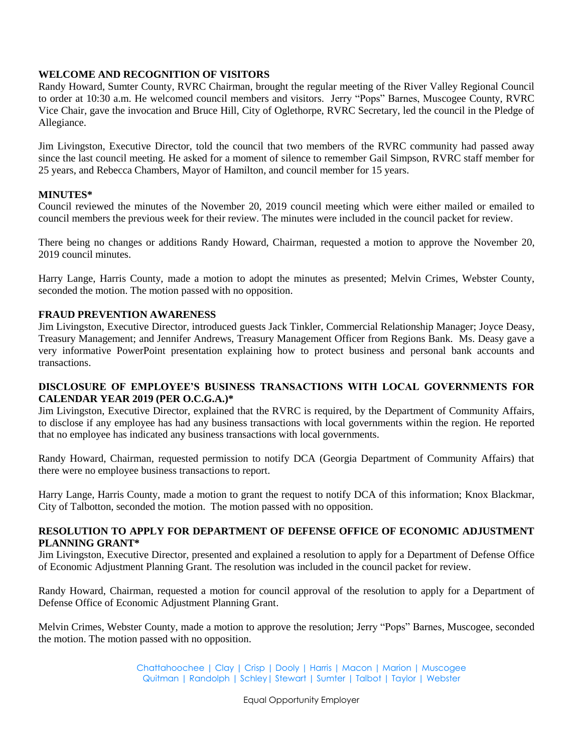**WELCOME AND RECOGNITION OF VISITORS**

Randy Howard, Sumter County, RVRC Chairman, brought the regular meeting of the River Valley Regional Council to order at 10:30 a.m. He welcomed council members and visitors. Jerry "Pops" Barnes, Muscogee County, RVRC Vice Chair, gave the invocation and Bruce Hill, City of Oglethorpe, RVRC Secretary, led the council in the Pledge of Allegiance.

Jim Livingston, Executive Director, told the council that two members of the RVRC community had passed away since the last council meeting. He asked for a moment of silence to remember Gail Simpson, RVRC staff member for 25 years, and Rebecca Chambers, Mayor of Hamilton, and council member for 15 years.

**MINUTES***

Council reviewed the minutes of the November 20, 2019 council meeting which were either mailed or emailed to council members the previous week for their review. The minutes were included in the council packet for review.

There being no changes or additions Randy Howard, Chairman, requested a motion to approve the November 20, 2019 council minutes.

Harry Lange, Harris County, made a motion to adopt the minutes as presented; Melvin Crimes, Webster County, seconded the motion. The motion passed with no opposition.

**FRAUD PREVENTION AWARENESS**

Jim Livingston, Executive Director, introduced guests Jack Tinkler, Commercial Relationship Manager; Joyce Deasy, Treasury Management; and Jennifer Andrews, Treasury Management Officer from Regions Bank. Ms. Deasy gave a very informative PowerPoint presentation explaining how to protect business and personal bank accounts and transactions.

**DISCLOSURE OF EMPLOYEE'S BUSINESS TRANSACTIONS WITH LOCAL GOVERNMENTS FOR CALENDAR YEAR 2019 (PER O.C.G.A.)***

Jim Livingston, Executive Director, explained that the RVRC is required, by the Department of Community Affairs, to disclose if any employee has had any business transactions with local governments within the region. He reported that no employee has indicated any business transactions with local governments.

Randy Howard, Chairman, requested permission to notify DCA (Georgia Department of Community Affairs) that there were no employee business transactions to report.

Harry Lange, Harris County, made a motion to grant the request to notify DCA of this information; Knox Blackmar, City of Talbotton, seconded the motion. The motion passed with no opposition.

**RESOLUTION TO APPLY FOR DEPARTMENT OF DEFENSE OFFICE OF ECONOMIC ADJUSTMENT PLANNING GRANT***

Jim Livingston, Executive Director, presented and explained a resolution to apply for a Department of Defense Office of Economic Adjustment Planning Grant. The resolution was included in the council packet for review.

Randy Howard, Chairman, requested a motion for council approval of the resolution to apply for a Department of Defense Office of Economic Adjustment Planning Grant.

Melvin Crimes, Webster County, made a motion to approve the resolution; Jerry "Pops" Barnes, Muscogee, seconded the motion. The motion passed with no opposition.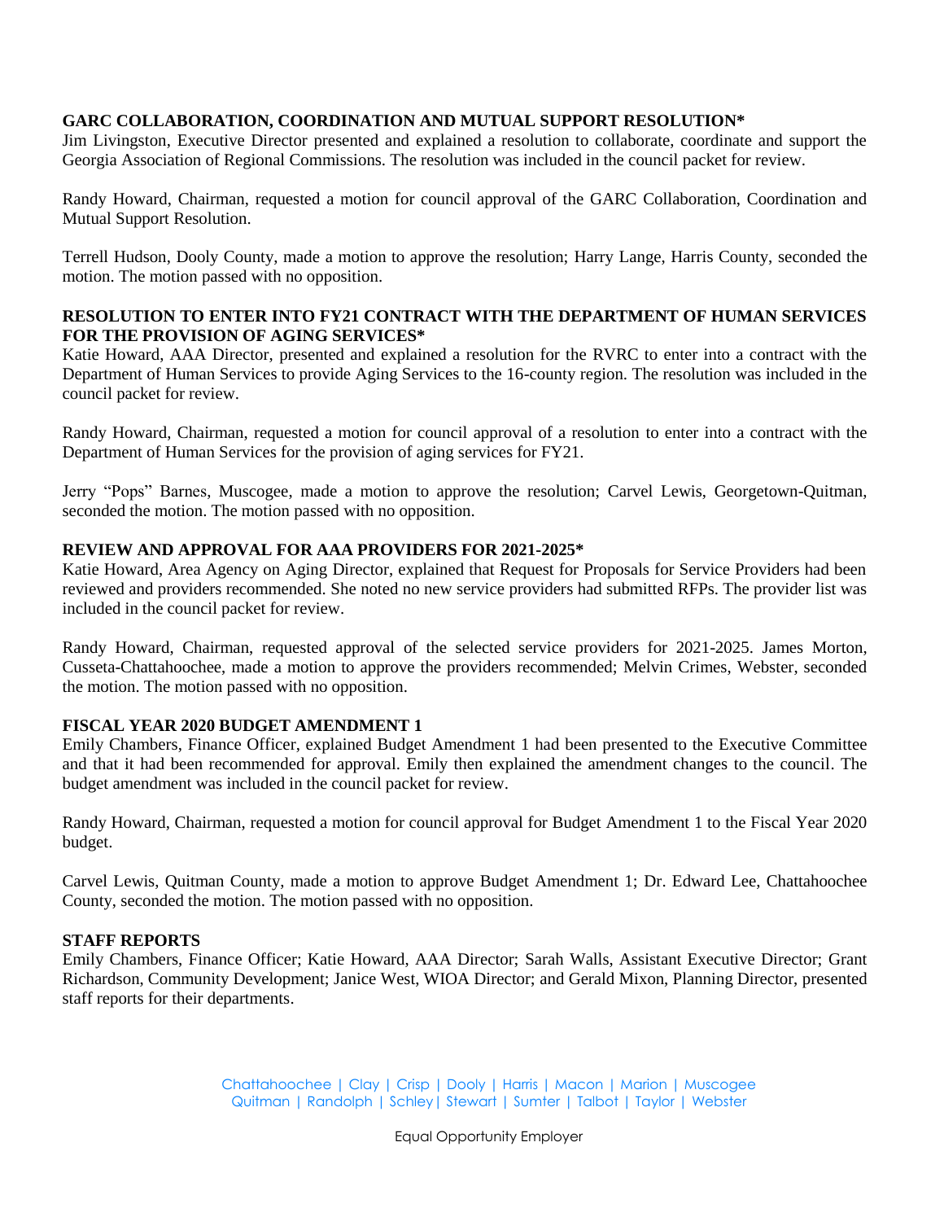**GARC COLLABORATION, COORDINATION AND MUTUAL SUPPORT RESOLUTION***

Jim Livingston, Executive Director presented and explained a resolution to collaborate, coordinate and support the Georgia Association of Regional Commissions. The resolution was included in the council packet for review.

Randy Howard, Chairman, requested a motion for council approval of the GARC Collaboration, Coordination and Mutual Support Resolution.

Terrell Hudson, Dooly County, made a motion to approve the resolution; Harry Lange, Harris County, seconded the motion. The motion passed with no opposition.

**RESOLUTION TO ENTER INTO FY21 CONTRACT WITH THE DEPARTMENT OF HUMAN SERVICES FOR THE PROVISION OF AGING SERVICES***

Katie Howard, AAA Director, presented and explained a resolution for the RVRC to enter into a contract with the Department of Human Services to provide Aging Services to the 16-county region. The resolution was included in the council packet for review.

Randy Howard, Chairman, requested a motion for council approval of a resolution to enter into a contract with the Department of Human Services for the provision of aging services for FY21.

Jerry "Pops" Barnes, Muscogee, made a motion to approve the resolution; Carvel Lewis, Georgetown-Quitman, seconded the motion. The motion passed with no opposition.

**REVIEW AND APPROVAL FOR AAA PROVIDERS FOR 2021-2025***

Katie Howard, Area Agency on Aging Director, explained that Request for Proposals for Service Providers had been reviewed and providers recommended. She noted no new service providers had submitted RFPs. The provider list was included in the council packet for review.

Randy Howard, Chairman, requested approval of the selected service providers for 2021-2025. James Morton, Cusseta-Chattahoochee, made a motion to approve the providers recommended; Melvin Crimes, Webster, seconded the motion. The motion passed with no opposition.

**FISCAL YEAR 2020 BUDGET AMENDMENT 1**

Emily Chambers, Finance Officer, explained Budget Amendment 1 had been presented to the Executive Committee and that it had been recommended for approval. Emily then explained the amendment changes to the council. The budget amendment was included in the council packet for review.

Randy Howard, Chairman, requested a motion for council approval for Budget Amendment 1 to the Fiscal Year 2020 budget.

Carvel Lewis, Quitman County, made a motion to approve Budget Amendment 1; Dr. Edward Lee, Chattahoochee County, seconded the motion. The motion passed with no opposition.

**STAFF REPORTS**

Emily Chambers, Finance Officer; Katie Howard, AAA Director; Sarah Walls, Assistant Executive Director; Grant Richardson, Community Development; Janice West, WIOA Director; and Gerald Mixon, Planning Director, presented staff reports for their departments.

Chattahoochee | Clay | Crisp | Dooly | Harris | Macon | Marion | Muscogee
Quitman | Randolph | Schley | Stewart | Sumter | Talbot | Taylor | Webster

Equal Opportunity Employer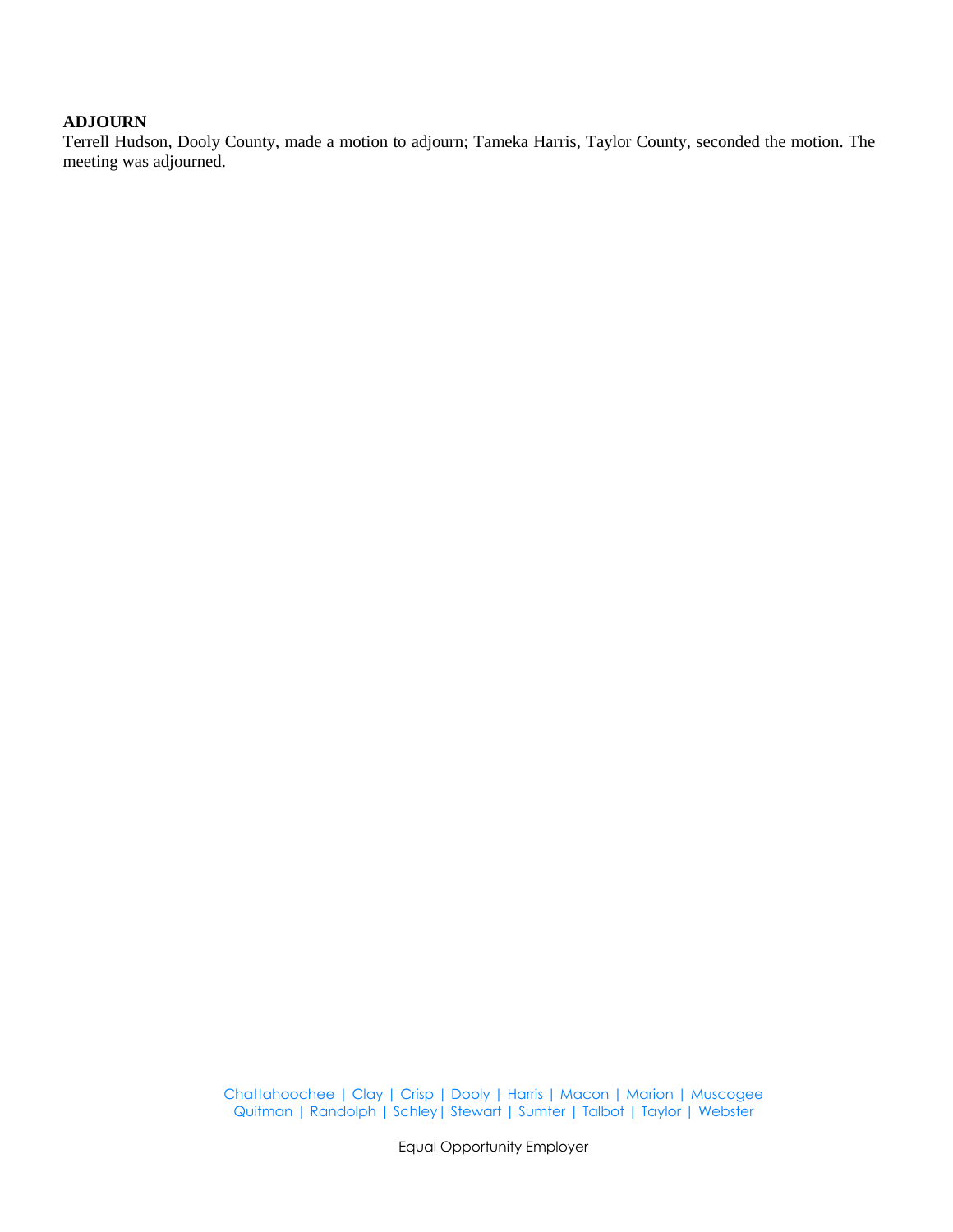**ADJOURN**

Terrell Hudson, Dooly County, made a motion to adjourn; Tameka Harris, Taylor County, seconded the motion. The meeting was adjourned.